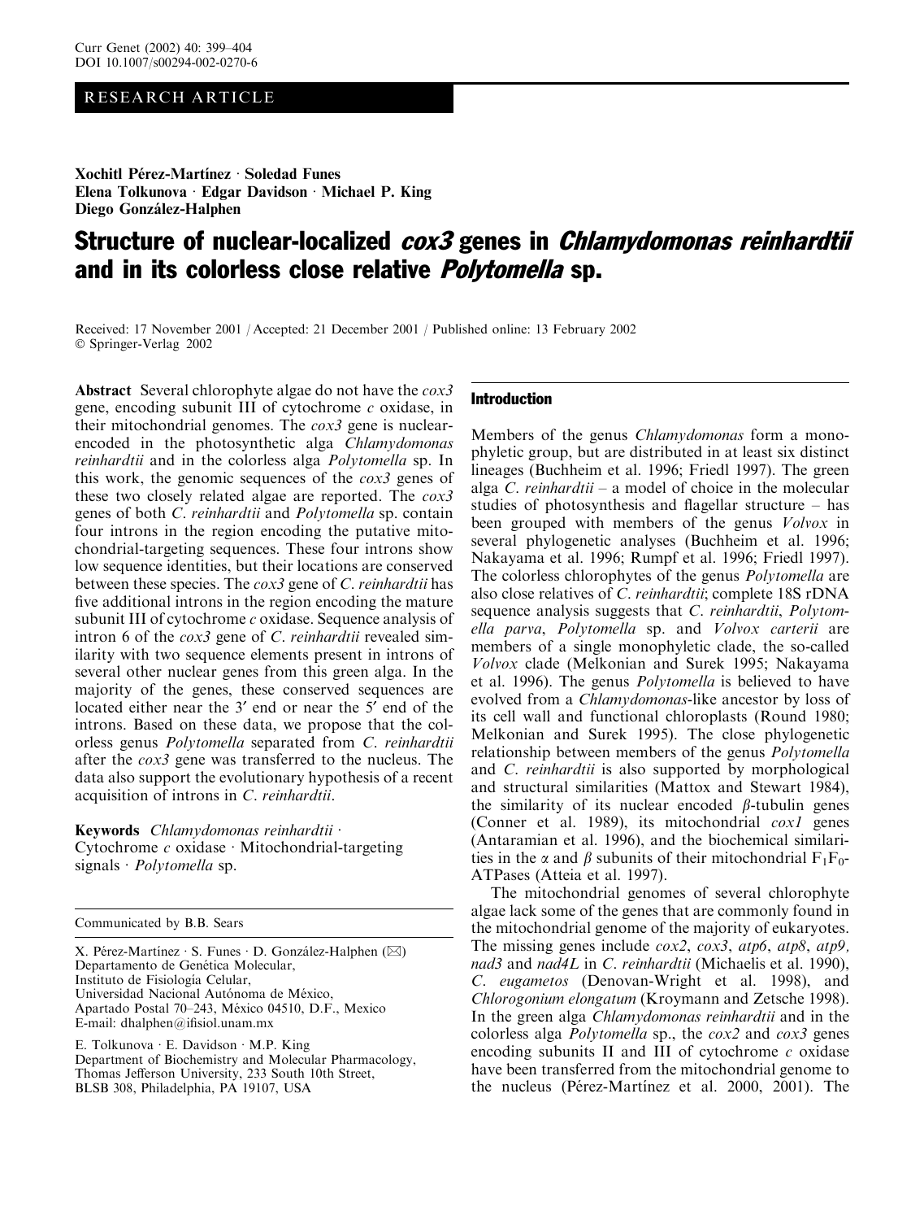RESEARCH ARTICLE

Xochitl Pérez-Martínez · Soledad Funes
Elena Tolkunova · Edgar Davidson · Michael P. King
Diego González-Halphen

# Structure of nuclear-localized *cox3* genes in *Chlamydomonas reinhardtii* and in its colorless close relative *Polytomella* sp.

Received: 17 November 2001 / Accepted: 21 December 2001 / Published online: 13 February 2002
© Springer-Verlag 2002

**Abstract** Several chlorophyte algae do not have the *cox3* gene, encoding subunit III of cytochrome *c* oxidase, in their mitochondrial genomes. The *cox3* gene is nuclear-encoded in the photosynthetic alga *Chlamydomonas reinhardtii* and in the colorless alga *Polytomella* sp. In this work, the genomic sequences of the *cox3* genes of these two closely related algae are reported. The *cox3* genes of both *C. reinhardtii* and *Polytomella* sp. contain four introns in the region encoding the putative mitochondrial-targeting sequences. These four introns show low sequence identities, but their locations are conserved between these species. The *cox3* gene of *C. reinhardtii* has five additional introns in the region encoding the mature subunit III of cytochrome *c* oxidase. Sequence analysis of intron 6 of the *cox3* gene of *C. reinhardtii* revealed similarity with two sequence elements present in introns of several other nuclear genes from this green alga. In the majority of the genes, these conserved sequences are located either near the 3′ end or near the 5′ end of the introns. Based on these data, we propose that the colorless genus *Polytomella* separated from *C. reinhardtii* after the *cox3* gene was transferred to the nucleus. The data also support the evolutionary hypothesis of a recent acquisition of introns in *C. reinhardtii*.

**Keywords** *Chlamydomonas reinhardtii* · Cytochrome *c* oxidase · Mitochondrial-targeting signals · *Polytomella* sp.

---

Communicated by B.B. Sears

X. Pérez-Martínez · S. Funes · D. González-Halphen (✉)
Departamento de Genética Molecular,
Instituto de Fisiología Celular,
Universidad Nacional Autónoma de México,
Apartado Postal 70–243, México 04510, D.F., Mexico
E-mail: dhalphen@ifisiol.unam.mx

E. Tolkunova · E. Davidson · M.P. King
Department of Biochemistry and Molecular Pharmacology,
Thomas Jefferson University, 233 South 10th Street,
BLSB 308, Philadelphia, PA 19107, USA

## Introduction

Members of the genus *Chlamydomonas* form a monophyletic group, but are distributed in at least six distinct lineages (Buchheim et al. 1996; Friedl 1997). The green alga *C. reinhardtii* – a model of choice in the molecular studies of photosynthesis and flagellar structure – has been grouped with members of the genus *Volvox* in several phylogenetic analyses (Buchheim et al. 1996; Nakayama et al. 1996; Rumpf et al. 1996; Friedl 1997). The colorless chlorophytes of the genus *Polytomella* are also close relatives of *C. reinhardtii*; complete 18S rDNA sequence analysis suggests that *C. reinhardtii*, *Polytomella parva*, *Polytomella* sp. and *Volvox carterii* are members of a single monophyletic clade, the so-called *Volvox* clade (Melkonian and Surek 1995; Nakayama et al. 1996). The genus *Polytomella* is believed to have evolved from a *Chlamydomonas*-like ancestor by loss of its cell wall and functional chloroplasts (Round 1980; Melkonian and Surek 1995). The close phylogenetic relationship between members of the genus *Polytomella* and *C. reinhardtii* is also supported by morphological and structural similarities (Mattox and Stewart 1984), the similarity of its nuclear encoded β-tubulin genes (Conner et al. 1989), its mitochondrial *cox1* genes (Antaramian et al. 1996), and the biochemical similarities in the α and β subunits of their mitochondrial $F_1F_0$-ATPases (Atteia et al. 1997).

The mitochondrial genomes of several chlorophyte algae lack some of the genes that are commonly found in the mitochondrial genome of the majority of eukaryotes. The missing genes include *cox2*, *cox3*, *atp6*, *atp8*, *atp9*, *nad3* and *nad4L* in *C. reinhardtii* (Michaelis et al. 1990), *C. eugametos* (Denovan-Wright et al. 1998), and *Chlorogonium elongatum* (Kroymann and Zetsche 1998). In the green alga *Chlamydomonas reinhardtii* and in the colorless alga *Polytomella* sp., the *cox2* and *cox3* genes encoding subunits II and III of cytochrome *c* oxidase have been transferred from the mitochondrial genome to the nucleus (Pérez-Martínez et al. 2000, 2001). The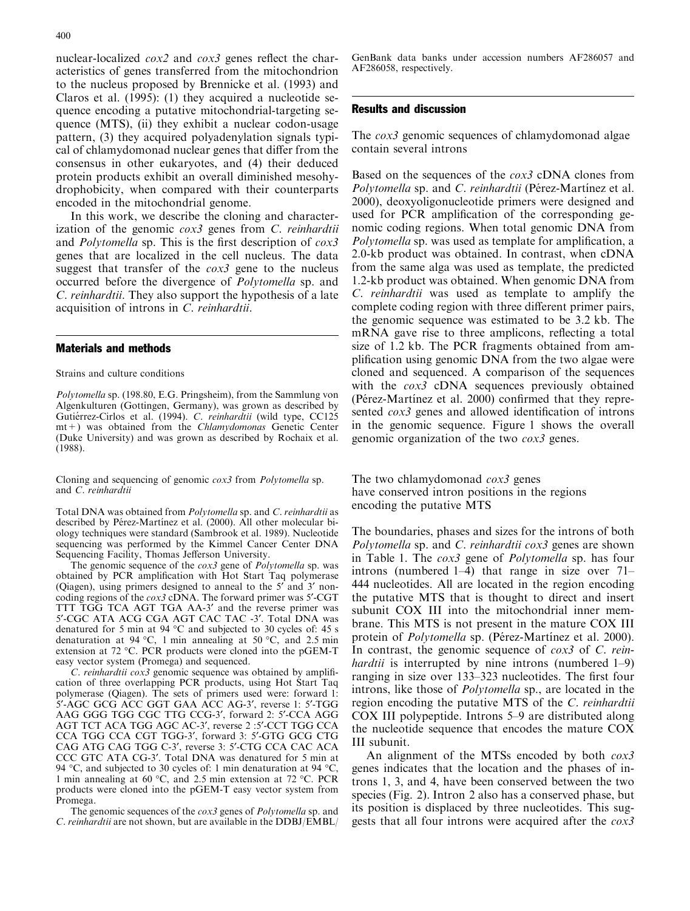nuclear-localized *cox2* and *cox3* genes reflect the characteristics of genes transferred from the mitochondrion to the nucleus proposed by Brennicke et al. (1993) and Claros et al. (1995): (1) they acquired a nucleotide sequence encoding a putative mitochondrial-targeting sequence (MTS), (ii) they exhibit a nuclear codon-usage pattern, (3) they acquired polyadenylation signals typical of chlamydomonad nuclear genes that differ from the consensus in other eukaryotes, and (4) their deduced protein products exhibit an overall diminished mesohydrophobicity, when compared with their counterparts encoded in the mitochondrial genome.

In this work, we describe the cloning and characterization of the genomic *cox3* genes from *C. reinhardtii* and *Polytomella* sp. This is the first description of *cox3* genes that are localized in the cell nucleus. The data suggest that transfer of the *cox3* gene to the nucleus occurred before the divergence of *Polytomella* sp. and *C. reinhardtii*. They also support the hypothesis of a late acquisition of introns in *C. reinhardtii*.

## Materials and methods

### Strains and culture conditions

*Polytomella* sp. (198.80, E.G. Pringsheim), from the Sammlung von Algenkulturen (Gottingen, Germany), was grown as described by Gutiérrez-Cirlos et al. (1994). *C. reinhardtii* (wild type, CC125 mt+) was obtained from the *Chlamydomonas* Genetic Center (Duke University) and was grown as described by Rochaix et al. (1988).

### Cloning and sequencing of genomic *cox3* from *Polytomella* sp. and *C. reinhardtii*

Total DNA was obtained from *Polytomella* sp. and *C. reinhardtii* as described by Pérez-Martínez et al. (2000). All other molecular biology techniques were standard (Sambrook et al. 1989). Nucleotide sequencing was performed by the Kimmel Cancer Center DNA Sequencing Facility, Thomas Jefferson University.

The genomic sequence of the *cox3* gene of *Polytomella* sp. was obtained by PCR amplification with Hot Start Taq polymerase (Qiagen), using primers designed to anneal to the 5′ and 3′ non-coding regions of the *cox3* cDNA. The forward primer was 5′-CGT TTT TGG TCA AGT TGA AA-3′ and the reverse primer was 5′-CGC ATA ACG CGA AGT CAC TAC -3′. Total DNA was denatured for 5 min at 94 °C and subjected to 30 cycles of: 45 s denaturation at 94 °C, 1 min annealing at 50 °C, and 2.5 min extension at 72 °C. PCR products were cloned into the pGEM-T easy vector system (Promega) and sequenced.

*C. reinhardtii cox3* genomic sequence was obtained by amplification of three overlapping PCR products, using Hot Start Taq polymerase (Qiagen). The sets of primers used were: forward 1: 5′-AGC GCG ACC GGT GAA ACC AG-3′, reverse 1: 5′-TGG AAG GGG TGG CGC TTG CCG-3′, forward 2: 5′-CCA AGG AGT TCT ACA TGG AGC AC-3′, reverse 2 :5′-CCT TGG CCA CCA TGG CCA CGT TGG-3′, forward 3: 5′-GTG GCG CTG CAG ATG CAG TGG C-3′, reverse 3: 5′-CTG CCA CAC ACA CCC GTC ATA CG-3′. Total DNA was denatured for 5 min at 94 °C, and subjected to 30 cycles of: 1 min denaturation at 94 °C, 1 min annealing at 60 °C, and 2.5 min extension at 72 °C. PCR products were cloned into the pGEM-T easy vector system from Promega.

The genomic sequences of the *cox3* genes of *Polytomella* sp. and *C. reinhardtii* are not shown, but are available in the DDBJ/EMBL/GenBank data banks under accession numbers AF286057 and AF286058, respectively.

## Results and discussion

### The *cox3* genomic sequences of chlamydomonad algae contain several introns

Based on the sequences of the *cox3* cDNA clones from *Polytomella* sp. and *C. reinhardtii* (Pérez-Martínez et al. 2000), deoxyoligonucleotide primers were designed and used for PCR amplification of the corresponding genomic coding regions. When total genomic DNA from *Polytomella* sp. was used as template for amplification, a 2.0-kb product was obtained. In contrast, when cDNA from the same alga was used as template, the predicted 1.2-kb product was obtained. When genomic DNA from *C. reinhardtii* was used as template to amplify the complete coding region with three different primer pairs, the genomic sequence was estimated to be 3.2 kb. The mRNA gave rise to three amplicons, reflecting a total size of 1.2 kb. The PCR fragments obtained from amplification using genomic DNA from the two algae were cloned and sequenced. A comparison of the sequences with the *cox3* cDNA sequences previously obtained (Pérez-Martínez et al. 2000) confirmed that they represented *cox3* genes and allowed identification of introns in the genomic sequence. Figure 1 shows the overall genomic organization of the two *cox3* genes.

### The two chlamydomonad *cox3* genes have conserved intron positions in the regions encoding the putative MTS

The boundaries, phases and sizes for the introns of both *Polytomella* sp. and *C. reinhardtii cox3* genes are shown in Table 1. The *cox3* gene of *Polytomella* sp. has four introns (numbered 1–4) that range in size over 71–444 nucleotides. All are located in the region encoding the putative MTS that is thought to direct and insert subunit COX III into the mitochondrial inner membrane. This MTS is not present in the mature COX III protein of *Polytomella* sp. (Pérez-Martínez et al. 2000). In contrast, the genomic sequence of *cox3* of *C. reinhardtii* is interrupted by nine introns (numbered 1–9) ranging in size over 133–323 nucleotides. The first four introns, like those of *Polytomella* sp., are located in the region encoding the putative MTS of the *C. reinhardtii* COX III polypeptide. Introns 5–9 are distributed along the nucleotide sequence that encodes the mature COX III subunit.

An alignment of the MTSs encoded by both *cox3* genes indicates that the location and the phases of introns 1, 3, and 4, have been conserved between the two species (Fig. 2). Intron 2 also has a conserved phase, but its position is displaced by three nucleotides. This suggests that all four introns were acquired after the *cox3*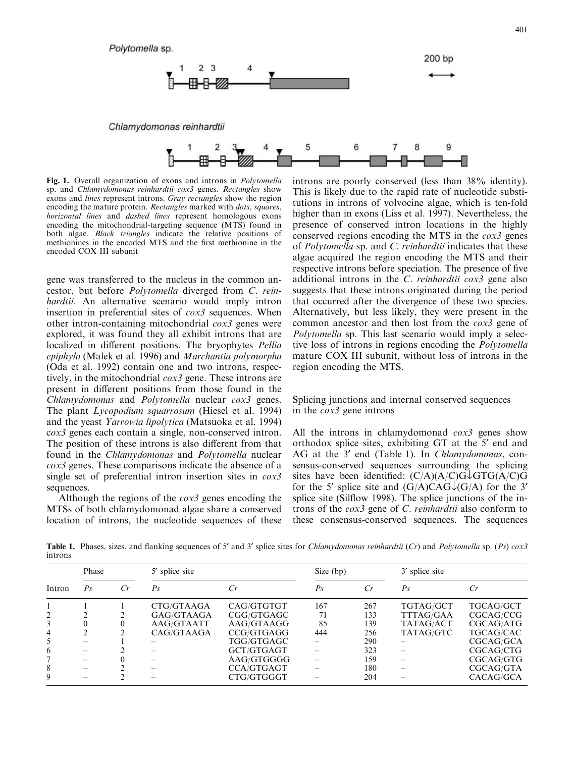Polytomella sp.

Chlamydomonas reinhardtii

**Fig. 1.** Overall organization of exons and introns in *Polytomella* sp. and *Chlamydomonas reinhardtii cox3* genes. *Rectangles* show exons and *lines* represent introns. *Gray rectangles* show the region encoding the mature protein. *Rectangles* marked with *dots*, *squares*, *horizontal lines* and *dashed lines* represent homologous exons encoding the mitochondrial-targeting sequence (MTS) found in both algae. *Black triangles* indicate the relative positions of methionines in the encoded MTS and the first methionine in the encoded COX III subunit

gene was transferred to the nucleus in the common ancestor, but before *Polytomella* diverged from *C. reinhardtii*. An alternative scenario would imply intron insertion in preferential sites of *cox3* sequences. When other intron-containing mitochondrial *cox3* genes were explored, it was found they all exhibit introns that are localized in different positions. The bryophytes *Pellia epiphyla* (Malek et al. 1996) and *Marchantia polymorpha* (Oda et al. 1992) contain one and two introns, respectively, in the mitochondrial *cox3* gene. These introns are present in different positions from those found in the *Chlamydomonas* and *Polytomella* nuclear *cox3* genes. The plant *Lycopodium squarrosum* (Hiesel et al. 1994) and the yeast *Yarrowia lipolytica* (Matsuoka et al. 1994) c*ox3* genes each contain a single, non-conserved intron. The position of these introns is also different from that found in the *Chlamydomonas* and *Polytomella* nuclear *cox3* genes. These comparisons indicate the absence of a single set of preferential intron insertion sites in *cox3* sequences.

Although the regions of the *cox3* genes encoding the MTSs of both chlamydomonad algae share a conserved location of introns, the nucleotide sequences of these introns are poorly conserved (less than 38% identity). This is likely due to the rapid rate of nucleotide substitutions in introns of volvocine algae, which is ten-fold higher than in exons (Liss et al. 1997). Nevertheless, the presence of conserved intron locations in the highly conserved regions encoding the MTS in the *cox3* genes of *Polytomella* sp. and *C. reinhardtii* indicates that these algae acquired the region encoding the MTS and their respective introns before speciation. The presence of five additional introns in the *C. reinhardtii cox3* gene also suggests that these introns originated during the period that occurred after the divergence of these two species. Alternatively, but less likely, they were present in the common ancestor and then lost from the *cox3* gene of *Polytomella* sp. This last scenario would imply a selective loss of introns in regions encoding the *Polytomella* mature COX III subunit, without loss of introns in the region encoding the MTS.

## Splicing junctions and internal conserved sequences in the *cox3* gene introns

All the introns in chlamydomonad *cox3* genes show orthodox splice sites, exhibiting GT at the 5′ end and AG at the 3′ end (Table 1). In *Chlamydomonas*, consensus-conserved sequences surrounding the splicing sites have been identified: (C/A)(A/C)G↓GTG(A/C)G for the 5′ splice site and (G/A)CAG↓(G/A) for the 3′ splice site (Silflow 1998). The splice junctions of the introns of the *cox3* gene of *C. reinhardtii* also conform to these consensus-conserved sequences. The sequences

**Table 1.** Phases, sizes, and flanking sequences of 5′ and 3′ splice sites for *Chlamydomonas reinhardtii* (*Cr*) and *Polytomella* sp. (*Ps*) *cox3* introns

| Intron | Phase | | 5′ splice site | | Size (bp) | | 3′ splice site | |
|---|---|---|---|---|---|---|---|---|
| | *Ps* | *Cr* | *Ps* | *Cr* | *Ps* | *Cr* | *Ps* | *Cr* |
| 1 | 1 | 1 | CTG/GTAAGA | CAG/GTGTGT | 167 | 267 | TGTAG/GCT | TGCAG/GCT |
| 2 | 2 | 2 | GAG/GTAAGA | CGG/GTGAGC | 71 | 133 | TTTAG/GAA | CGCAG/CCG |
| 3 | 0 | 0 | AAG/GTAATT | AAG/GTAAGG | 85 | 139 | TATAG/ACT | CGCAG/ATG |
| 4 | 2 | 2 | CAG/GTAAGA | CCG/GTGAGG | 444 | 256 | TATAG/GTC | TGCAG/CAC |
| 5 | – | 1 | – | TGG/GTGAGC | – | 290 | – | CGCAG/GCA |
| 6 | – | 2 | – | GCT/GTGAGT | – | 323 | – | CGCAG/CTG |
| 7 | – | 0 | – | AAG/GTGGGG | – | 159 | – | CGCAG/GTG |
| 8 | – | 2 | – | CCA/GTGAGT | – | 180 | – | CGCAG/GTA |
| 9 | – | 2 | – | CTG/GTGGGT | – | 204 | – | CACAG/GCA |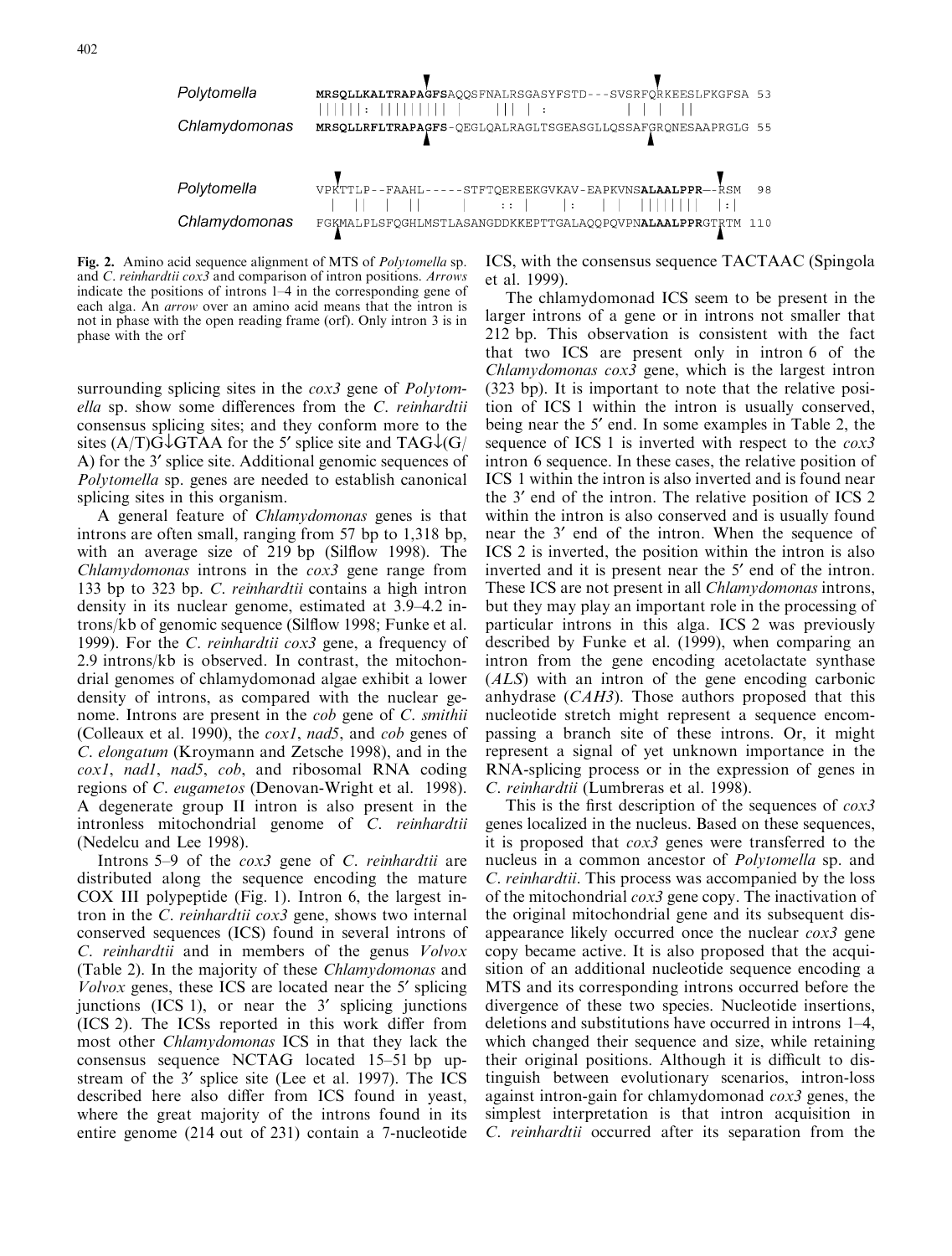```
Polytomella      MRSQLLKALTRAPAGFSAQQSFNALRSGASYFSTD---SVSRFQRKEESLFKGFSA 53
                 ||||||: ||||||||| |     ||| |  :          | | |  ||
Chlamydomonas    MRSQLLRFLTRAPAGFS-QEGLQALRAGLTSGEASGLLQSSAFGRQNESAAPRGLG 55

Polytomella      VPKTTLP--FAAHL-----STFTQEREEKGVKAV-EAPKVNSALAALPPR--RSM  98
                 |  ||  |  ||       |     :: |    |:  |  | ||||||||  |:|
Chlamydomonas    FGKMALPLSFQGHLMSTLASANGDDKKEPTTGALAQQPQVPNALAALPPRGTRTM 110
```

**Fig. 2.** Amino acid sequence alignment of MTS of *Polytomella* sp. and *C. reinhardtii cox3* and comparison of intron positions. *Arrows* indicate the positions of introns 1–4 in the corresponding gene of each alga. An *arrow* over an amino acid means that the intron is not in phase with the open reading frame (orf). Only intron 3 is in phase with the orf

surrounding splicing sites in the *cox3* gene of *Polytomella* sp. show some differences from the *C. reinhardtii* consensus splicing sites; and they conform more to the sites (A/T)G↓GTAA for the 5′ splice site and TAG↓(G/A) for the 3′ splice site. Additional genomic sequences of *Polytomella* sp. genes are needed to establish canonical splicing sites in this organism.

A general feature of *Chlamydomonas* genes is that introns are often small, ranging from 57 bp to 1,318 bp, with an average size of 219 bp (Silflow 1998). The *Chlamydomonas* introns in the *cox3* gene range from 133 bp to 323 bp. *C. reinhardtii* contains a high intron density in its nuclear genome, estimated at 3.9–4.2 introns/kb of genomic sequence (Silflow 1998; Funke et al. 1999). For the *C. reinhardtii cox3* gene, a frequency of 2.9 introns/kb is observed. In contrast, the mitochondrial genomes of chlamydomonad algae exhibit a lower density of introns, as compared with the nuclear genome. Introns are present in the *cob* gene of *C. smithii* (Colleaux et al. 1990), the *cox1*, *nad5*, and *cob* genes of *C. elongatum* (Kroymann and Zetsche 1998), and in the *cox1*, *nad1*, *nad5*, *cob*, and ribosomal RNA coding regions of *C. eugametos* (Denovan-Wright et al. 1998). A degenerate group II intron is also present in the intronless mitochondrial genome of *C. reinhardtii* (Nedelcu and Lee 1998).

Introns 5–9 of the *cox3* gene of *C. reinhardtii* are distributed along the sequence encoding the mature COX III polypeptide (Fig. 1). Intron 6, the largest intron in the *C. reinhardtii cox3* gene, shows two internal conserved sequences (ICS) found in several introns of *C. reinhardtii* and in members of the genus *Volvox* (Table 2). In the majority of these *Chlamydomonas* and *Volvox* genes, these ICS are located near the 5′ splicing junctions (ICS 1), or near the 3′ splicing junctions (ICS 2). The ICSs reported in this work differ from most other *Chlamydomonas* ICS in that they lack the consensus sequence NCTAG located 15–51 bp upstream of the 3′ splice site (Lee et al. 1997). The ICS described here also differ from ICS found in yeast, where the great majority of the introns found in its entire genome (214 out of 231) contain a 7-nucleotide ICS, with the consensus sequence TACTAAC (Spingola et al. 1999).

The chlamydomonad ICS seem to be present in the larger introns of a gene or in introns not smaller that 212 bp. This observation is consistent with the fact that two ICS are present only in intron 6 of the *Chlamydomonas cox3* gene, which is the largest intron (323 bp). It is important to note that the relative position of ICS 1 within the intron is usually conserved, being near the 5′ end. In some examples in Table 2, the sequence of ICS 1 is inverted with respect to the *cox3* intron 6 sequence. In these cases, the relative position of ICS 1 within the intron is also inverted and is found near the 3′ end of the intron. The relative position of ICS 2 within the intron is also conserved and is usually found near the 3′ end of the intron. When the sequence of ICS 2 is inverted, the position within the intron is also inverted and it is present near the 5′ end of the intron. These ICS are not present in all *Chlamydomonas* introns, but they may play an important role in the processing of particular introns in this alga. ICS 2 was previously described by Funke et al. (1999), when comparing an intron from the gene encoding acetolactate synthase (*ALS*) with an intron of the gene encoding carbonic anhydrase (*CAH3*). Those authors proposed that this nucleotide stretch might represent a sequence encompassing a branch site of these introns. Or, it might represent a signal of yet unknown importance in the RNA-splicing process or in the expression of genes in *C. reinhardtii* (Lumbreras et al. 1998).

This is the first description of the sequences of *cox3* genes localized in the nucleus. Based on these sequences, it is proposed that *cox3* genes were transferred to the nucleus in a common ancestor of *Polytomella* sp. and *C. reinhardtii*. This process was accompanied by the loss of the mitochondrial *cox3* gene copy. The inactivation of the original mitochondrial gene and its subsequent disappearance likely occurred once the nuclear *cox3* gene copy became active. It is also proposed that the acquisition of an additional nucleotide sequence encoding a MTS and its corresponding introns occurred before the divergence of these two species. Nucleotide insertions, deletions and substitutions have occurred in introns 1–4, which changed their sequence and size, while retaining their original positions. Although it is difficult to distinguish between evolutionary scenarios, intron-loss against intron-gain for chlamydomonad *cox3* genes, the simplest interpretation is that intron acquisition in *C. reinhardtii* occurred after its separation from the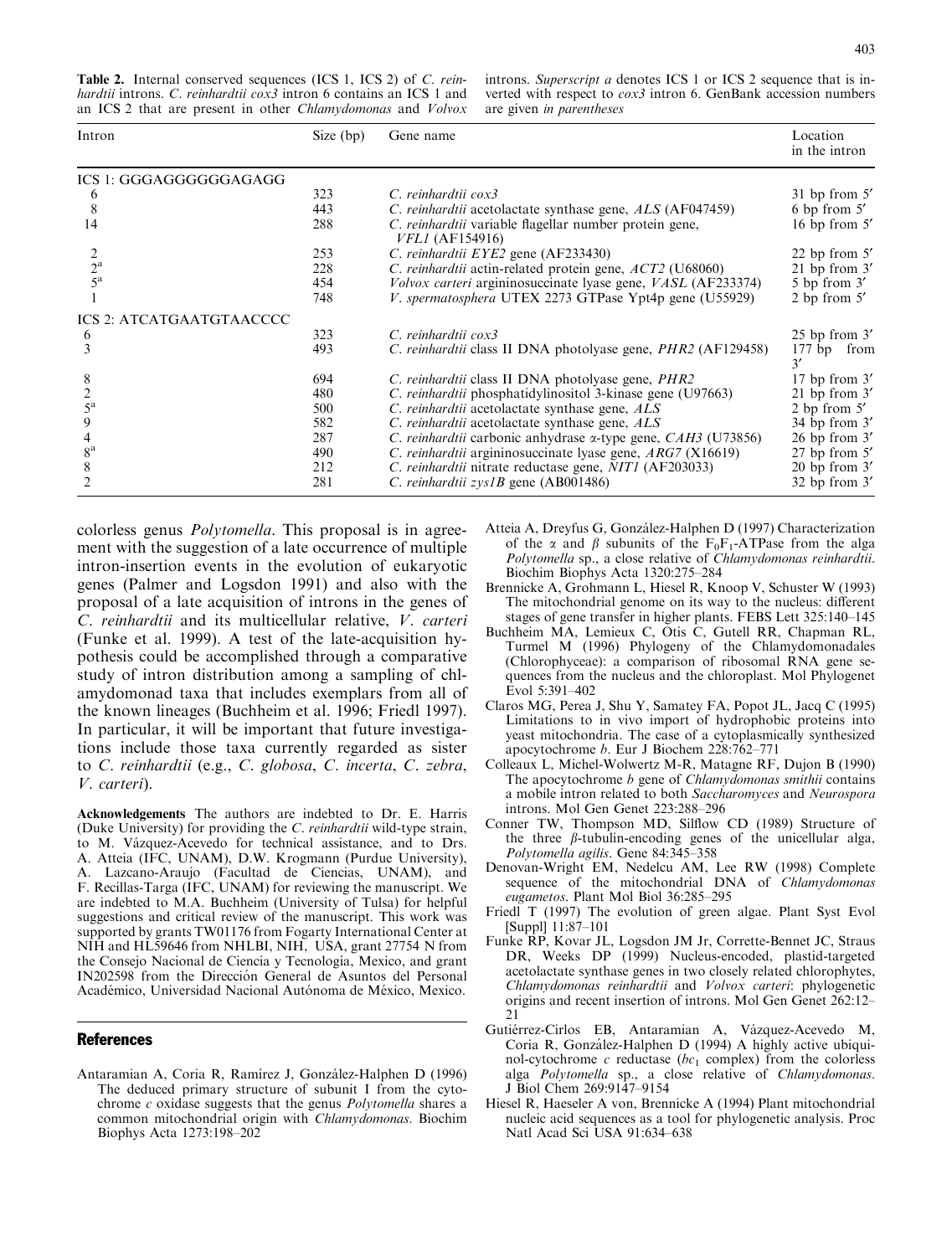**Table 2.** Internal conserved sequences (ICS 1, ICS 2) of *C. reinhardtii* introns. *C. reinhardtii cox3* intron 6 contains an ICS 1 and an ICS 2 that are present in other *Chlamydomonas* and *Volvox* introns. *Superscript a* denotes ICS 1 or ICS 2 sequence that is inverted with respect to *cox3* intron 6. GenBank accession numbers are given *in parentheses*

| Intron | Size (bp) | Gene name | Location in the intron |
|---|---|---|---|
| ICS 1: GGGAGGGGGGAGAGG | | | |
| 6 | 323 | *C. reinhardtii cox3* | 31 bp from 5′ |
| 8 | 443 | *C. reinhardtii* acetolactate synthase gene, *ALS* (AF047459) | 6 bp from 5′ |
| 14 | 288 | *C. reinhardtii* variable flagellar number protein gene, *VFL1* (AF154916) | 16 bp from 5′ |
| 2 | 253 | *C. reinhardtii EYE2* gene (AF233430) | 22 bp from 5′ |
| 2[a] | 228 | *C. reinhardtii* actin-related protein gene, *ACT2* (U68060) | 21 bp from 3′ |
| 5[a] | 454 | *Volvox carteri* argininosuccinate lyase gene, *VASL* (AF233374) | 5 bp from 3′ |
| 1 | 748 | *V. spermatosphera* UTEX 2273 GTPase Ypt4p gene (U55929) | 2 bp from 5′ |
| ICS 2: ATCATGAATGTAACCCC | | | |
| 6 | 323 | *C. reinhardtii cox3* | 25 bp from 3′ |
| 3 | 493 | *C. reinhardtii* class II DNA photolyase gene, *PHR2* (AF129458) | 177 bp from 3′ |
| 8 | 694 | *C. reinhardtii* class II DNA photolyase gene, *PHR2* | 17 bp from 3′ |
| 2 | 480 | *C. reinhardtii* phosphatidylinositol 3-kinase gene (U97663) | 21 bp from 3′ |
| 5[a] | 500 | *C. reinhardtii* acetolactate synthase gene, *ALS* | 2 bp from 5′ |
| 9 | 582 | *C. reinhardtii* acetolactate synthase gene, *ALS* | 34 bp from 3′ |
| 4 | 287 | *C. reinhardtii* carbonic anhydrase α-type gene, *CAH3* (U73856) | 26 bp from 3′ |
| 8[a] | 490 | *C. reinhardtii* argininosuccinate lyase gene, *ARG7* (X16619) | 27 bp from 5′ |
| 8 | 212 | *C. reinhardtii* nitrate reductase gene, *NIT1* (AF203033) | 20 bp from 3′ |
| 2 | 281 | *C. reinhardtii zys1B* gene (AB001486) | 32 bp from 3′ |

colorless genus *Polytomella*. This proposal is in agreement with the suggestion of a late occurrence of multiple intron-insertion events in the evolution of eukaryotic genes (Palmer and Logsdon 1991) and also with the proposal of a late acquisition of introns in the genes of *C. reinhardtii* and its multicellular relative, *V. carteri* (Funke et al. 1999). A test of the late-acquisition hypothesis could be accomplished through a comparative study of intron distribution among a sampling of chlamydomonad taxa that includes exemplars from all of the known lineages (Buchheim et al. 1996; Friedl 1997). In particular, it will be important that future investigations include those taxa currently regarded as sister to *C. reinhardtii* (e.g., *C. globosa*, *C. incerta*, *C. zebra*, *V. carteri*).

**Acknowledgements** The authors are indebted to Dr. E. Harris (Duke University) for providing the *C. reinhardtii* wild-type strain, to M. Vázquez-Acevedo for technical assistance, and to Drs. A. Atteia (IFC, UNAM), D.W. Krogmann (Purdue University), A. Lazcano-Araujo (Facultad de Ciencias, UNAM), and F. Recillas-Targa (IFC, UNAM) for reviewing the manuscript. We are indebted to M.A. Buchheim (University of Tulsa) for helpful suggestions and critical review of the manuscript. This work was supported by grants TW01176 from Fogarty International Center at NIH and HL59646 from NHLBI, NIH, USA, grant 27754 N from the Consejo Nacional de Ciencia y Tecnología, Mexico, and grant IN202598 from the Dirección General de Asuntos del Personal Académico, Universidad Nacional Autónoma de México, Mexico.

## References

Antaramian A, Coria R, Ramírez J, González-Halphen D (1996) The deduced primary structure of subunit I from the cytochrome *c* oxidase suggests that the genus *Polytomella* shares a common mitochondrial origin with *Chlamydomonas*. Biochim Biophys Acta 1273:198–202

Atteia A, Dreyfus G, González-Halphen D (1997) Characterization of the α and β subunits of the $F_0F_1$-ATPase from the alga *Polytomella* sp., a close relative of *Chlamydomonas reinhardtii*. Biochim Biophys Acta 1320:275–284

Brennicke A, Grohmann L, Hiesel R, Knoop V, Schuster W (1993) The mitochondrial genome on its way to the nucleus: different stages of gene transfer in higher plants. FEBS Lett 325:140–145

Buchheim MA, Lemieux C, Otis C, Gutell RR, Chapman RL, Turmel M (1996) Phylogeny of the Chlamydomonadales (Chlorophyceae): a comparison of ribosomal RNA gene sequences from the nucleus and the chloroplast. Mol Phylogenet Evol 5:391–402

Claros MG, Perea J, Shu Y, Samatey FA, Popot JL, Jacq C (1995) Limitations to in vivo import of hydrophobic proteins into yeast mitochondria. The case of a cytoplasmically synthesized apocytochrome *b*. Eur J Biochem 228:762–771

Colleaux L, Michel-Wolwertz M-R, Matagne RF, Dujon B (1990) The apocytochrome *b* gene of *Chlamydomonas smithii* contains a mobile intron related to both *Saccharomyces* and *Neurospora* introns. Mol Gen Genet 223:288–296

Conner TW, Thompson MD, Silflow CD (1989) Structure of the three β-tubulin-encoding genes of the unicellular alga, *Polytomella agilis*. Gene 84:345–358

Denovan-Wright EM, Nedelcu AM, Lee RW (1998) Complete sequence of the mitochondrial DNA of *Chlamydomonas eugametos*. Plant Mol Biol 36:285–295

Friedl T (1997) The evolution of green algae. Plant Syst Evol [Suppl] 11:87–101

Funke RP, Kovar JL, Logsdon JM Jr, Corrette-Bennet JC, Straus DR, Weeks DP (1999) Nucleus-encoded, plastid-targeted acetolactate synthase genes in two closely related chlorophytes, *Chlamydomonas reinhardtii* and *Volvox carteri*: phylogenetic origins and recent insertion of introns. Mol Gen Genet 262:12–21

Gutiérrez-Cirlos EB, Antaramian A, Vázquez-Acevedo M, Coria R, González-Halphen D (1994) A highly active ubiquinol-cytochrome *c* reductase ($bc_1$ complex) from the colorless alga *Polytomella* sp., a close relative of *Chlamydomonas*. J Biol Chem 269:9147–9154

Hiesel R, Haeseler A von, Brennicke A (1994) Plant mitochondrial nucleic acid sequences as a tool for phylogenetic analysis. Proc Natl Acad Sci USA 91:634–638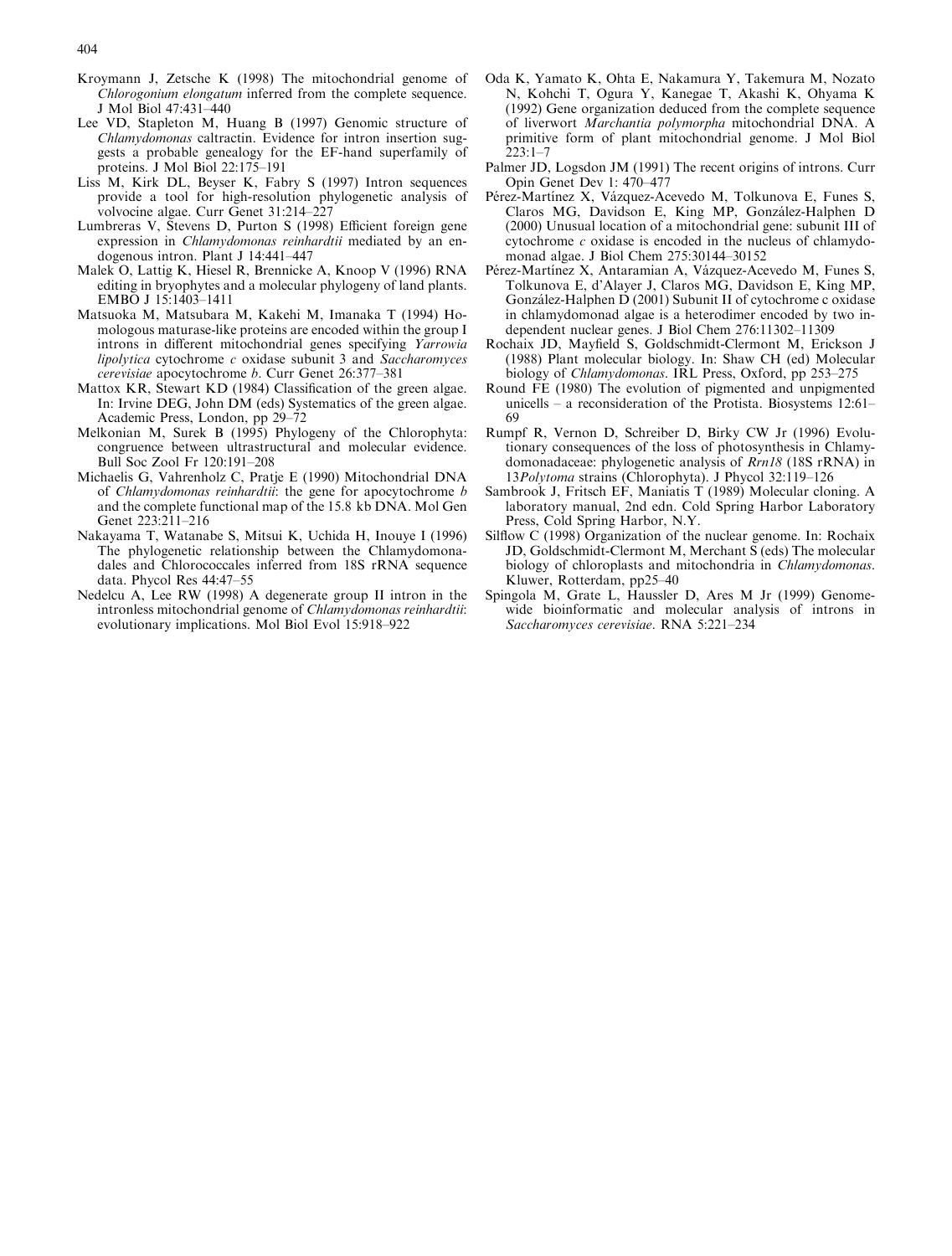Kroymann J, Zetsche K (1998) The mitochondrial genome of *Chlorogonium elongatum* inferred from the complete sequence. J Mol Biol 47:431–440

Lee VD, Stapleton M, Huang B (1997) Genomic structure of *Chlamydomonas* caltractin. Evidence for intron insertion suggests a probable genealogy for the EF-hand superfamily of proteins. J Mol Biol 22:175–191

Liss M, Kirk DL, Beyser K, Fabry S (1997) Intron sequences provide a tool for high-resolution phylogenetic analysis of volvocine algae. Curr Genet 31:214–227

Lumbreras V, Stevens D, Purton S (1998) Efficient foreign gene expression in *Chlamydomonas reinhardtii* mediated by an endogenous intron. Plant J 14:441–447

Malek O, Lattig K, Hiesel R, Brennicke A, Knoop V (1996) RNA editing in bryophytes and a molecular phylogeny of land plants. EMBO J 15:1403–1411

Matsuoka M, Matsubara M, Kakehi M, Imanaka T (1994) Homologous maturase-like proteins are encoded within the group I introns in different mitochondrial genes specifying *Yarrowia lipolytica* cytochrome *c* oxidase subunit 3 and *Saccharomyces cerevisiae* apocytochrome *b*. Curr Genet 26:377–381

Mattox KR, Stewart KD (1984) Classification of the green algae. In: Irvine DEG, John DM (eds) Systematics of the green algae. Academic Press, London, pp 29–72

Melkonian M, Surek B (1995) Phylogeny of the Chlorophyta: congruence between ultrastructural and molecular evidence. Bull Soc Zool Fr 120:191–208

Michaelis G, Vahrenholz C, Pratje E (1990) Mitochondrial DNA of *Chlamydomonas reinhardtii*: the gene for apocytochrome *b* and the complete functional map of the 15.8 kb DNA. Mol Gen Genet 223:211–216

Nakayama T, Watanabe S, Mitsui K, Uchida H, Inouye I (1996) The phylogenetic relationship between the Chlamydomonadales and Chlorococcales inferred from 18S rRNA sequence data. Phycol Res 44:47–55

Nedelcu A, Lee RW (1998) A degenerate group II intron in the intronless mitochondrial genome of *Chlamydomonas reinhardtii*: evolutionary implications. Mol Biol Evol 15:918–922

Oda K, Yamato K, Ohta E, Nakamura Y, Takemura M, Nozato N, Kohchi T, Ogura Y, Kanegae T, Akashi K, Ohyama K (1992) Gene organization deduced from the complete sequence of liverwort *Marchantia polymorpha* mitochondrial DNA. A primitive form of plant mitochondrial genome. J Mol Biol 223:1–7

Palmer JD, Logsdon JM (1991) The recent origins of introns. Curr Opin Genet Dev 1: 470–477

Pérez-Martínez X, Vázquez-Acevedo M, Tolkunova E, Funes S, Claros MG, Davidson E, King MP, González-Halphen D (2000) Unusual location of a mitochondrial gene: subunit III of cytochrome *c* oxidase is encoded in the nucleus of chlamydomonad algae. J Biol Chem 275:30144–30152

Pérez-Martínez X, Antaramian A, Vázquez-Acevedo M, Funes S, Tolkunova E, d'Alayer J, Claros MG, Davidson E, King MP, González-Halphen D (2001) Subunit II of cytochrome c oxidase in chlamydomonad algae is a heterodimer encoded by two independent nuclear genes. J Biol Chem 276:11302–11309

Rochaix JD, Mayfield S, Goldschmidt-Clermont M, Erickson J (1988) Plant molecular biology. In: Shaw CH (ed) Molecular biology of *Chlamydomonas*. IRL Press, Oxford, pp 253–275

Round FE (1980) The evolution of pigmented and unpigmented unicells – a reconsideration of the Protista. Biosystems 12:61–69

Rumpf R, Vernon D, Schreiber D, Birky CW Jr (1996) Evolutionary consequences of the loss of photosynthesis in Chlamydomonadaceae: phylogenetic analysis of *Rrn18* (18S rRNA) in 13*Polytoma* strains (Chlorophyta). J Phycol 32:119–126

Sambrook J, Fritsch EF, Maniatis T (1989) Molecular cloning. A laboratory manual, 2nd edn. Cold Spring Harbor Laboratory Press, Cold Spring Harbor, N.Y.

Silflow C (1998) Organization of the nuclear genome. In: Rochaix JD, Goldschmidt-Clermont M, Merchant S (eds) The molecular biology of chloroplasts and mitochondria in *Chlamydomonas*. Kluwer, Rotterdam, pp25–40

Spingola M, Grate L, Haussler D, Ares M Jr (1999) Genome-wide bioinformatic and molecular analysis of introns in *Saccharomyces cerevisiae*. RNA 5:221–234